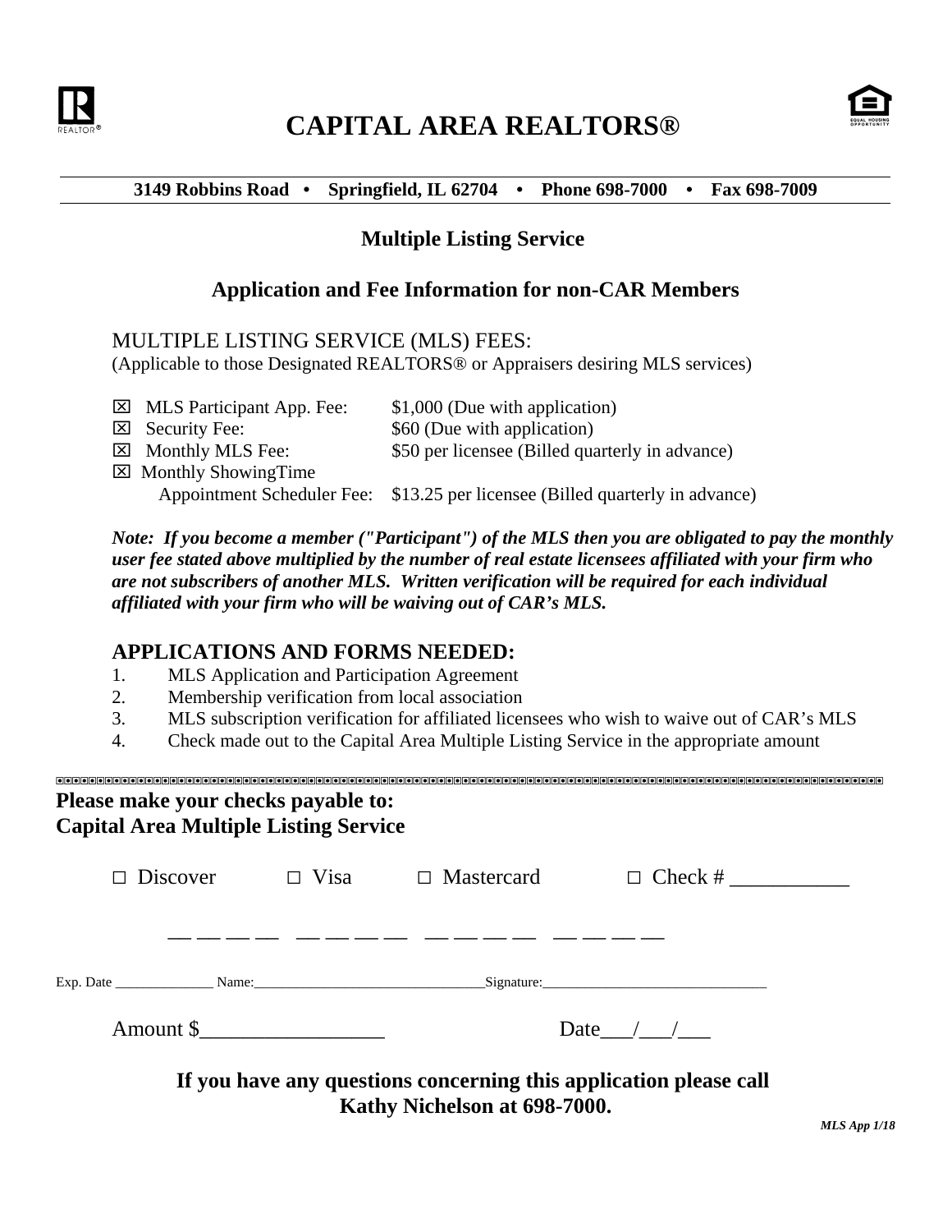# CAPITAL AREA REALTORS®

**3149 Robbins Road • Springfield, IL 62704 • Phone 698-7000 • Fax 698-7009**

## Multiple Listing Service

## Application and Fee Information for non-CAR Members

MULTIPLE LISTING SERVICE (MLS) FEES:
(Applicable to those Designated REALTORS® or Appraisers desiring MLS services)

| | |
|---|---|
| ☒ MLS Participant App. Fee: | $1,000 (Due with application) |
| ☒ Security Fee: | $60 (Due with application) |
| ☒ Monthly MLS Fee: | $50 per licensee (Billed quarterly in advance) |
| ☒ Monthly ShowingTime Appointment Scheduler Fee: | $13.25 per licensee (Billed quarterly in advance) |

***Note: If you become a member ("Participant") of the MLS then you are obligated to pay the monthly user fee stated above multiplied by the number of real estate licensees affiliated with your firm who are not subscribers of another MLS. Written verification will be required for each individual affiliated with your firm who will be waiving out of CAR's MLS.***

### APPLICATIONS AND FORMS NEEDED:

1. MLS Application and Participation Agreement
2. Membership verification from local association
3. MLS subscription verification for affiliated licensees who wish to waive out of CAR's MLS
4. Check made out to the Capital Area Multiple Listing Service in the appropriate amount

---

**Please make your checks payable to:**
**Capital Area Multiple Listing Service**

□ Discover □ Visa □ Mastercard □ Check # ___________

__ __ __ __ __ __ __ __ __ __ __ __ __ __ __ __

Exp. Date ______________ Name:________________________________ Signature:_______________________________

Amount $_________________ Date___/___/___

**If you have any questions concerning this application please call Kathy Nichelson at 698-7000.**

*MLS App 1/18*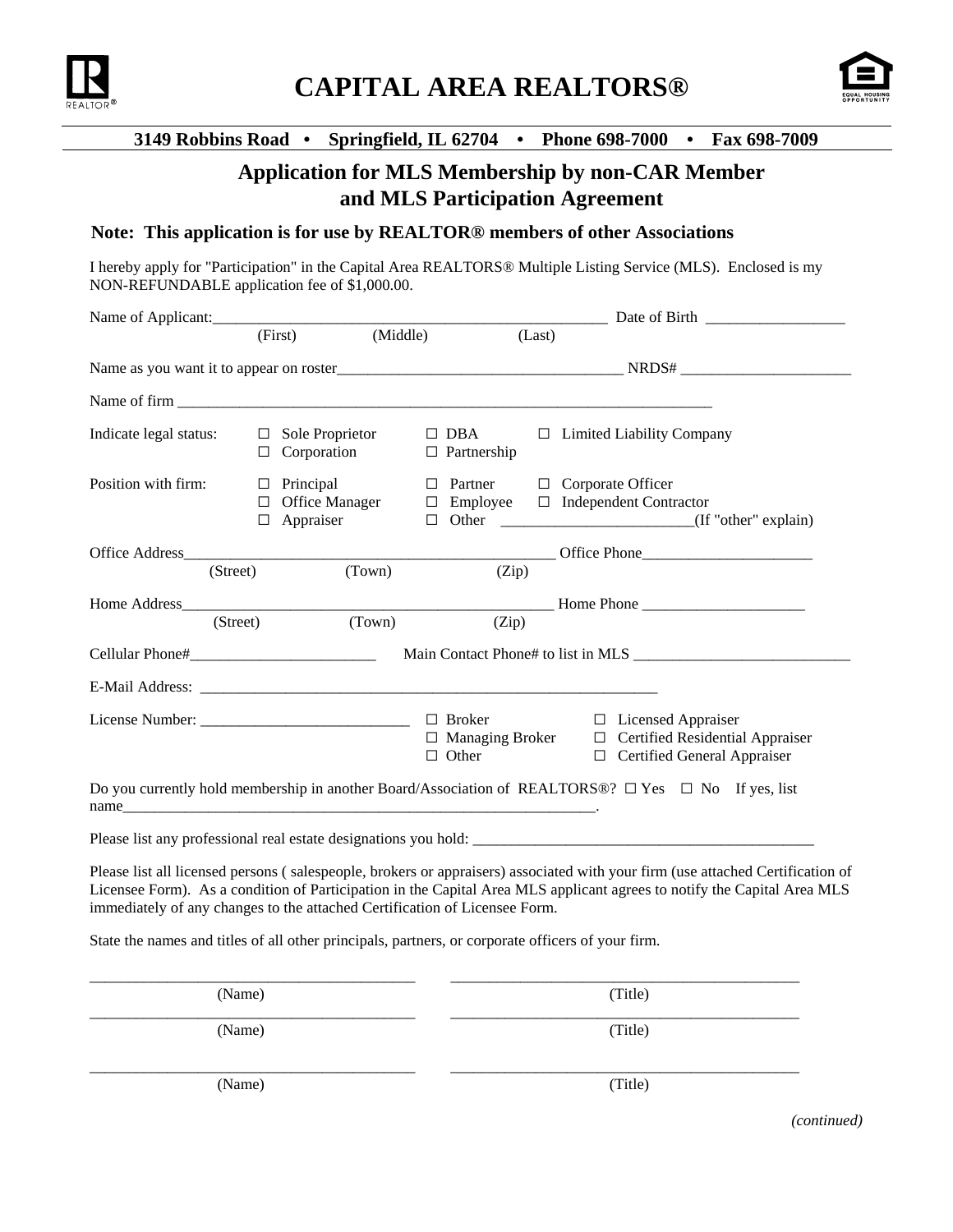# CAPITAL AREA REALTORS®

**3149 Robbins Road • Springfield, IL 62704 • Phone 698-7000 • Fax 698-7009**

## Application for MLS Membership by non-CAR Member and MLS Participation Agreement

**Note: This application is for use by REALTOR® members of other Associations**

I hereby apply for "Participation" in the Capital Area REALTORS® Multiple Listing Service (MLS). Enclosed is my NON-REFUNDABLE application fee of $1,000.00.

Name of Applicant:_____________________________________________________ Date of Birth __________________
(First) (Middle) (Last)

Name as you want it to appear on roster_____________________________________ NRDS# ______________________

Name of firm ______________________________________________________________________

Indicate legal status: ☐ Sole Proprietor ☐ DBA ☐ Limited Liability Company ☐ Corporation ☐ Partnership

Position with firm: ☐ Principal ☐ Partner ☐ Corporate Officer ☐ Office Manager ☐ Employee ☐ Independent Contractor ☐ Appraiser ☐ Other _________________________(If "other" explain)

Office Address_________________________________________________ Office Phone_____________________
(Street) (Town) (Zip)

Home Address_________________________________________________ Home Phone _____________________
(Street) (Town) (Zip)

Cellular Phone#________________________ Main Contact Phone# to list in MLS ____________________________

E-Mail Address: ____________________________________________________________

License Number: ___________________________ ☐ Broker ☐ Managing Broker ☐ Other ☐ Licensed Appraiser ☐ Certified Residential Appraiser ☐ Certified General Appraiser

Do you currently hold membership in another Board/Association of REALTORS®? ☐ Yes ☐ No If yes, list name_______________________________________________________________.

Please list any professional real estate designations you hold: ____________________________________________

Please list all licensed persons ( salespeople, brokers or appraisers) associated with your firm (use attached Certification of Licensee Form). As a condition of Participation in the Capital Area MLS applicant agrees to notify the Capital Area MLS immediately of any changes to the attached Certification of Licensee Form.

State the names and titles of all other principals, partners, or corporate officers of your firm.

| (Name) | (Title) |
|---|---|
| ___________________________ | ___________________________ |
| ___________________________ | ___________________________ |
| ___________________________ | ___________________________ |

*(continued)*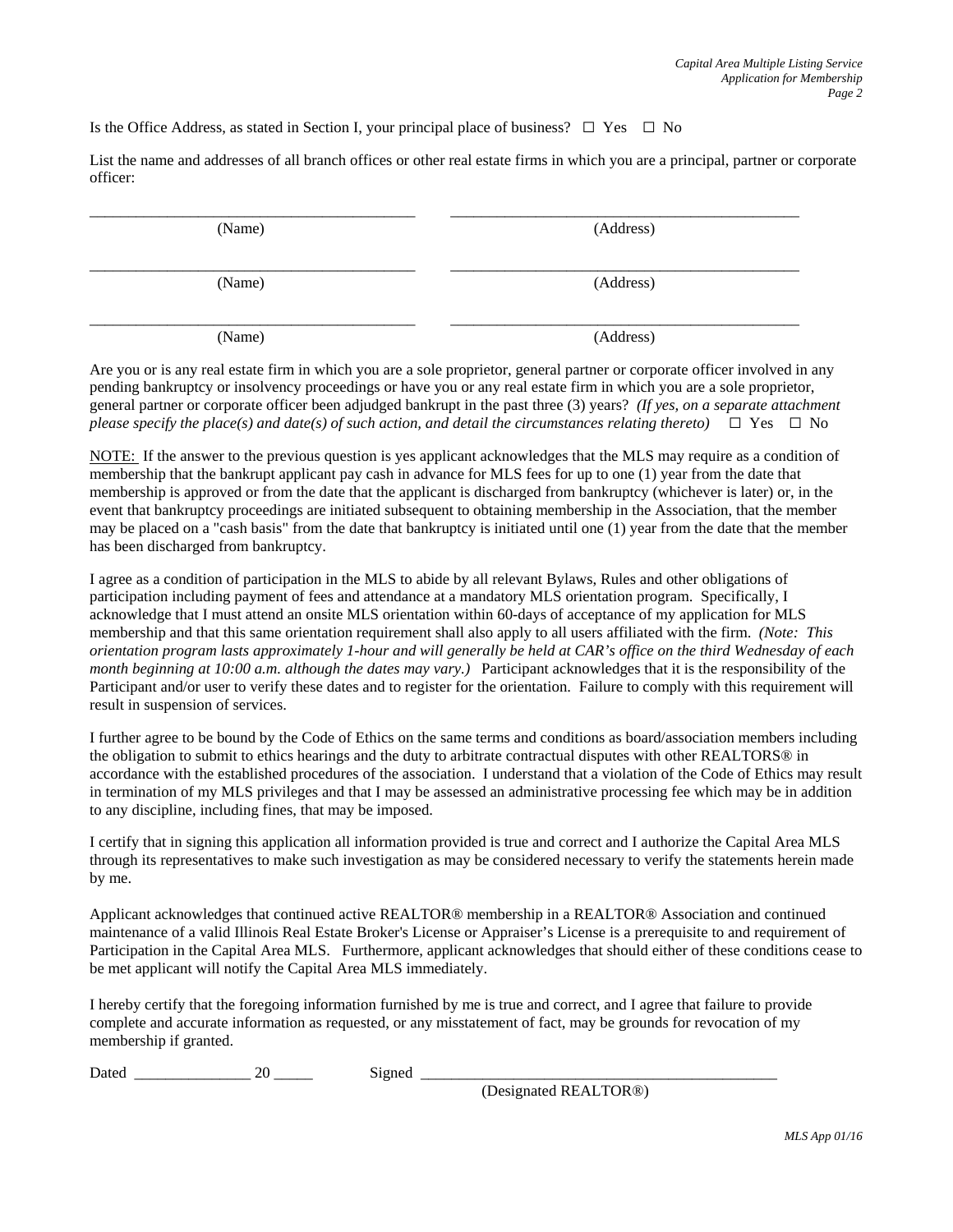Is the Office Address, as stated in Section I, your principal place of business? ☐ Yes ☐ No

List the name and addresses of all branch offices or other real estate firms in which you are a principal, partner or corporate officer:

| (Name) | (Address) |
|---|---|
| \_\_\_\_\_\_\_\_\_\_\_\_\_\_\_\_\_\_\_\_\_\_\_\_\_\_\_\_\_\_\_\_ | \_\_\_\_\_\_\_\_\_\_\_\_\_\_\_\_\_\_\_\_\_\_\_\_\_\_\_\_\_\_\_\_\_\_\_\_ |
| \_\_\_\_\_\_\_\_\_\_\_\_\_\_\_\_\_\_\_\_\_\_\_\_\_\_\_\_\_\_\_\_ | \_\_\_\_\_\_\_\_\_\_\_\_\_\_\_\_\_\_\_\_\_\_\_\_\_\_\_\_\_\_\_\_\_\_\_\_ |
| \_\_\_\_\_\_\_\_\_\_\_\_\_\_\_\_\_\_\_\_\_\_\_\_\_\_\_\_\_\_\_\_ | \_\_\_\_\_\_\_\_\_\_\_\_\_\_\_\_\_\_\_\_\_\_\_\_\_\_\_\_\_\_\_\_\_\_\_\_ |

Are you or is any real estate firm in which you are a sole proprietor, general partner or corporate officer involved in any pending bankruptcy or insolvency proceedings or have you or any real estate firm in which you are a sole proprietor, general partner or corporate officer been adjudged bankrupt in the past three (3) years? *(If yes, on a separate attachment please specify the place(s) and date(s) of such action, and detail the circumstances relating thereto)* ☐ Yes ☐ No

NOTE: If the answer to the previous question is yes applicant acknowledges that the MLS may require as a condition of membership that the bankrupt applicant pay cash in advance for MLS fees for up to one (1) year from the date that membership is approved or from the date that the applicant is discharged from bankruptcy (whichever is later) or, in the event that bankruptcy proceedings are initiated subsequent to obtaining membership in the Association, that the member may be placed on a "cash basis" from the date that bankruptcy is initiated until one (1) year from the date that the member has been discharged from bankruptcy.

I agree as a condition of participation in the MLS to abide by all relevant Bylaws, Rules and other obligations of participation including payment of fees and attendance at a mandatory MLS orientation program. Specifically, I acknowledge that I must attend an onsite MLS orientation within 60-days of acceptance of my application for MLS membership and that this same orientation requirement shall also apply to all users affiliated with the firm. *(Note: This orientation program lasts approximately 1-hour and will generally be held at CAR's office on the third Wednesday of each month beginning at 10:00 a.m. although the dates may vary.)* Participant acknowledges that it is the responsibility of the Participant and/or user to verify these dates and to register for the orientation. Failure to comply with this requirement will result in suspension of services.

I further agree to be bound by the Code of Ethics on the same terms and conditions as board/association members including the obligation to submit to ethics hearings and the duty to arbitrate contractual disputes with other REALTORS® in accordance with the established procedures of the association. I understand that a violation of the Code of Ethics may result in termination of my MLS privileges and that I may be assessed an administrative processing fee which may be in addition to any discipline, including fines, that may be imposed.

I certify that in signing this application all information provided is true and correct and I authorize the Capital Area MLS through its representatives to make such investigation as may be considered necessary to verify the statements herein made by me.

Applicant acknowledges that continued active REALTOR® membership in a REALTOR® Association and continued maintenance of a valid Illinois Real Estate Broker's License or Appraiser's License is a prerequisite to and requirement of Participation in the Capital Area MLS. Furthermore, applicant acknowledges that should either of these conditions cease to be met applicant will notify the Capital Area MLS immediately.

I hereby certify that the foregoing information furnished by me is true and correct, and I agree that failure to provide complete and accurate information as requested, or any misstatement of fact, may be grounds for revocation of my membership if granted.

Dated \_\_\_\_\_\_\_\_\_\_\_\_\_\_\_ 20 \_\_\_\_\_ Signed \_\_\_\_\_\_\_\_\_\_\_\_\_\_\_\_\_\_\_\_\_\_\_\_\_\_\_\_\_\_\_\_\_\_\_\_\_\_\_\_\_\_\_\_\_\_

(Designated REALTOR®)

MLS App 01/16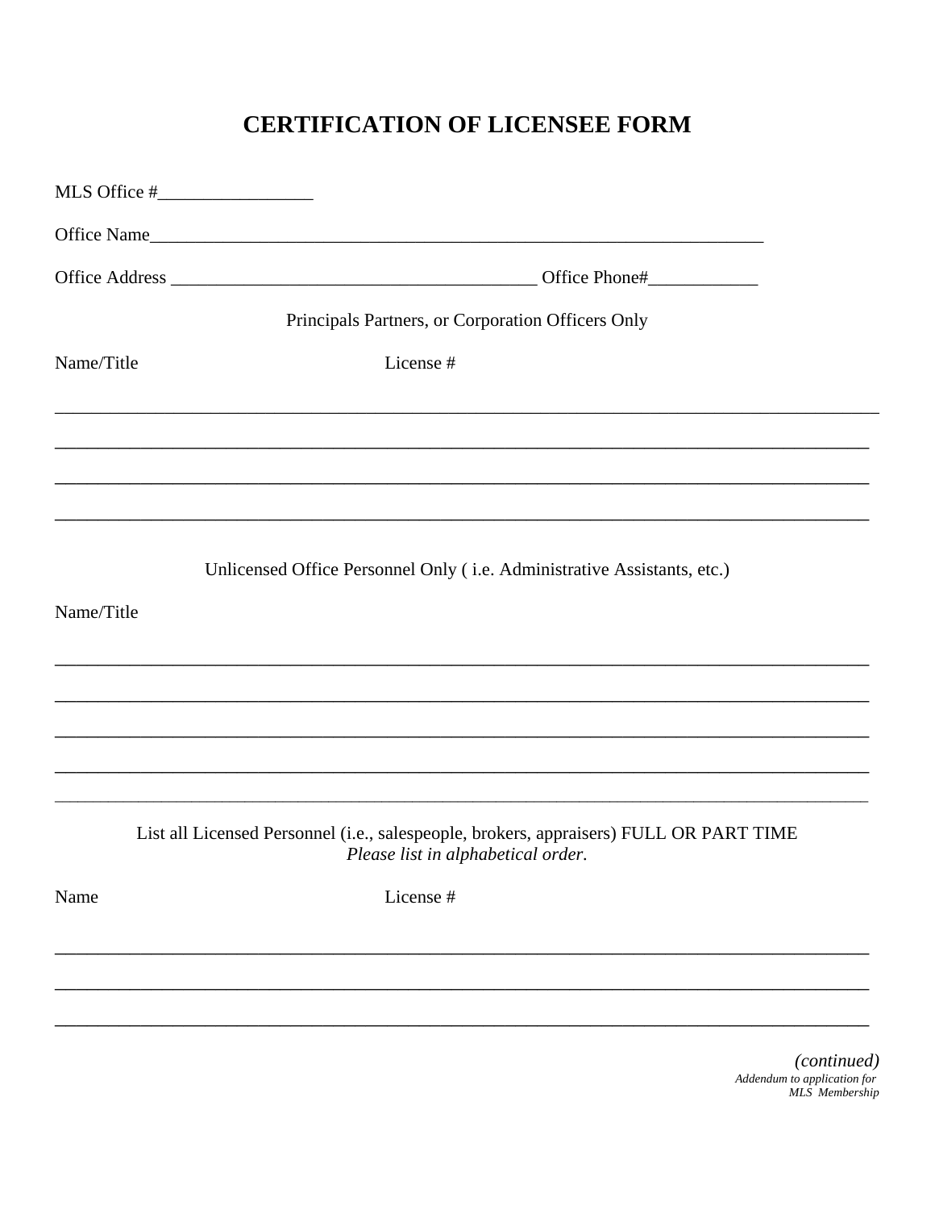# CERTIFICATION OF LICENSEE FORM

MLS Office #_________________

Office Name_______________________________________________________________________

Office Address ________________________________________ Office Phone#____________

Principals Partners, or Corporation Officers Only

Name/Title License #

_____________________________________________________________________________________

_____________________________________________________________________________________

_____________________________________________________________________________________

_____________________________________________________________________________________

Unlicensed Office Personnel Only ( i.e. Administrative Assistants, etc.)

Name/Title

_____________________________________________________________________________________

_____________________________________________________________________________________

_____________________________________________________________________________________

_____________________________________________________________________________________

_____________________________________________________________________________________

List all Licensed Personnel (i.e., salespeople, brokers, appraisers) FULL OR PART TIME
*Please list in alphabetical order.*

Name License #

_____________________________________________________________________________________

_____________________________________________________________________________________

_____________________________________________________________________________________

*(continued)*
*Addendum to application for MLS Membership*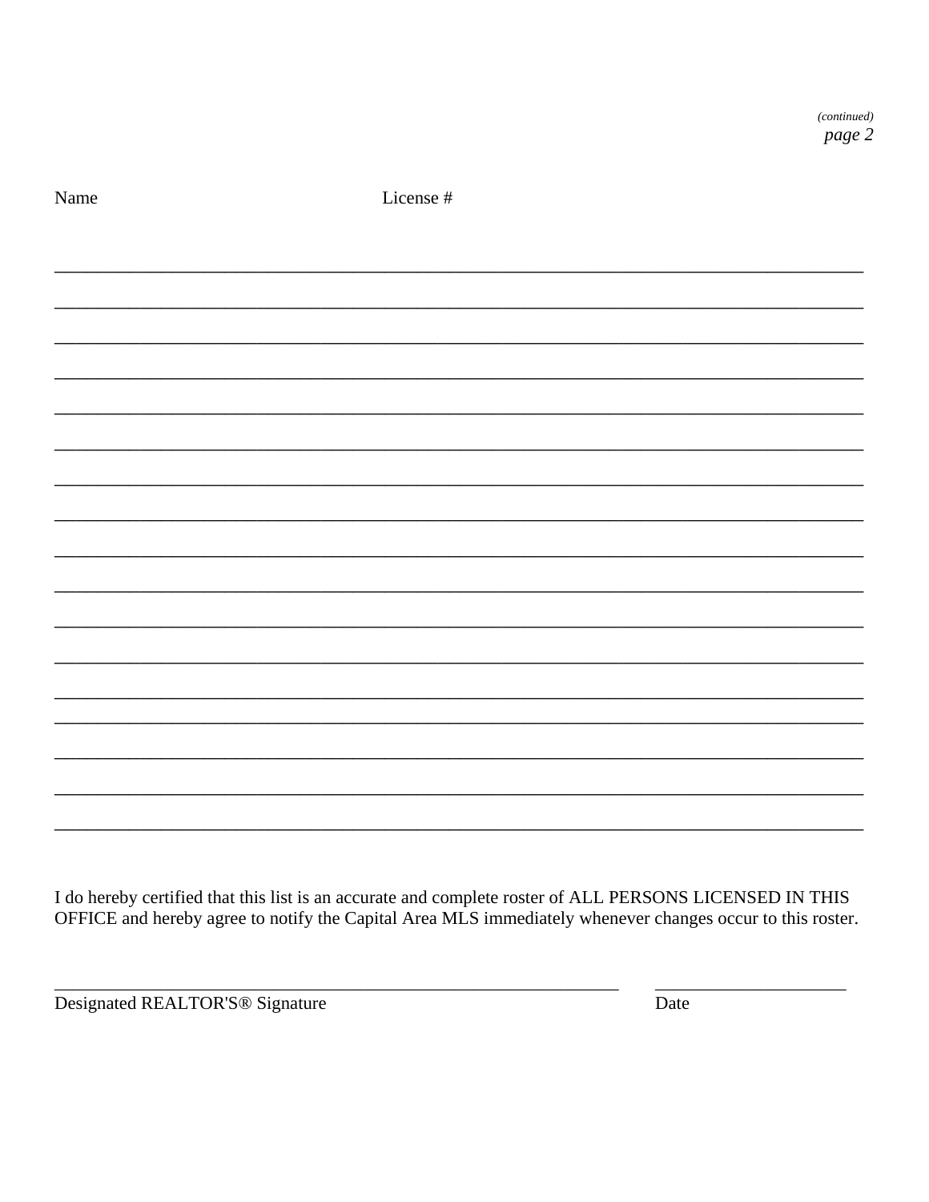*(continued)*
*page 2*

| Name | License # |
| --- | --- |
| | |
| | |
| | |
| | |
| | |
| | |
| | |
| | |
| | |
| | |
| | |
| | |
| | |
| | |
| | |
| | |
| | |

I do hereby certified that this list is an accurate and complete roster of ALL PERSONS LICENSED IN THIS OFFICE and hereby agree to notify the Capital Area MLS immediately whenever changes occur to this roster.

_______________________________________________ _______________________

Designated REALTOR'S® Signature Date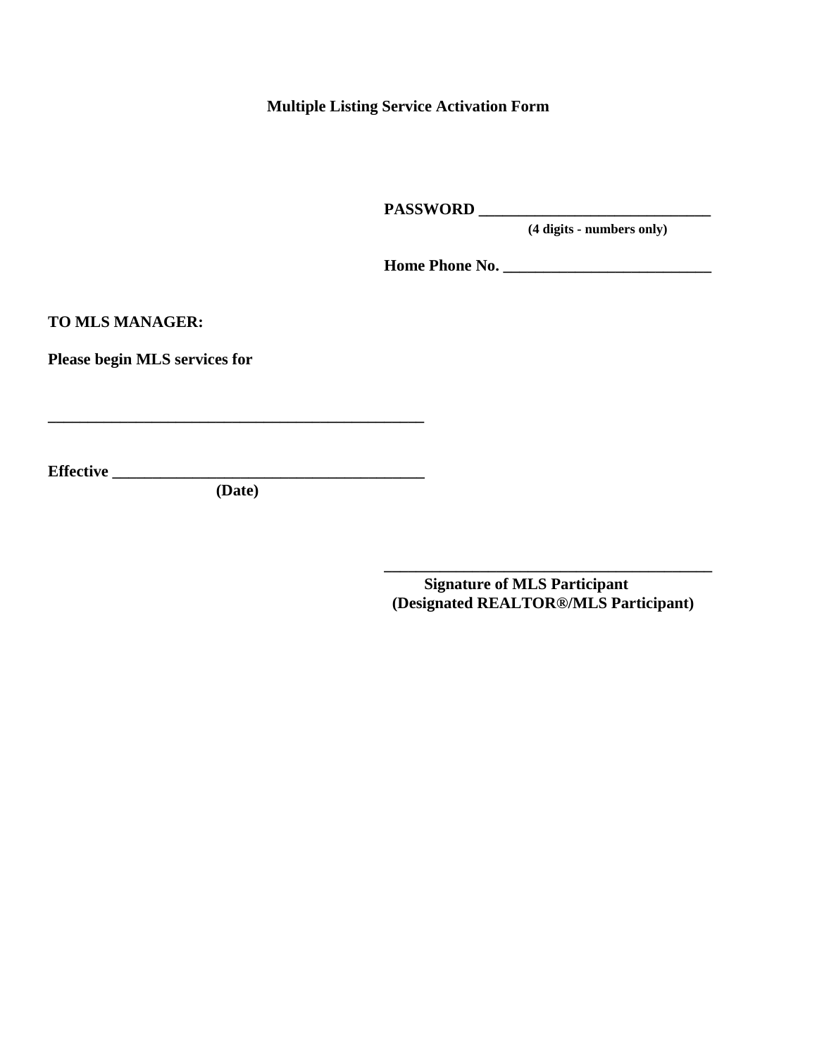**Multiple Listing Service Activation Form**

**PASSWORD ______________________________**
**(4 digits - numbers only)**

**Home Phone No. __________________________**

**TO MLS MANAGER:**

**Please begin MLS services for**

**________________________________________________**

**Effective ________________________________________**
**(Date)**

**_________________________________________**
**Signature of MLS Participant**
**(Designated REALTOR®/MLS Participant)**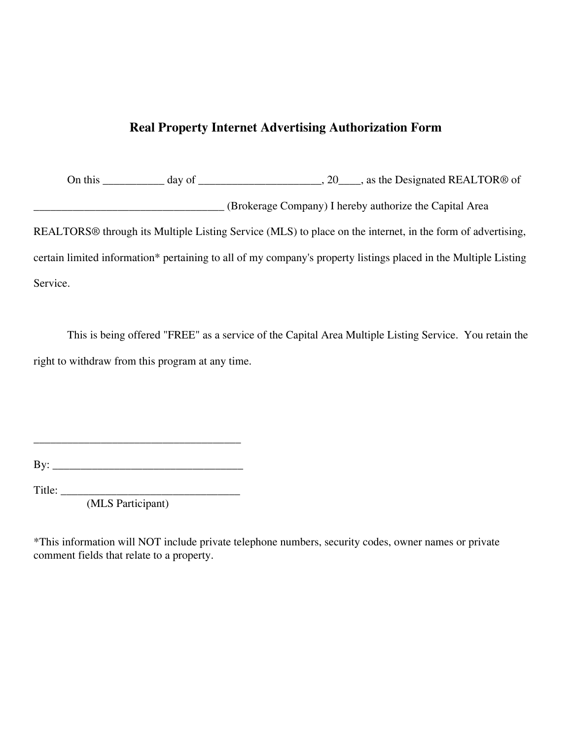# Real Property Internet Advertising Authorization Form

On this ___________ day of ______________________, 20____, as the Designated REALTOR® of __________________________________ (Brokerage Company) I hereby authorize the Capital Area REALTORS® through its Multiple Listing Service (MLS) to place on the internet, in the form of advertising, certain limited information* pertaining to all of my company's property listings placed in the Multiple Listing Service.

This is being offered "FREE" as a service of the Capital Area Multiple Listing Service. You retain the right to withdraw from this program at any time.

_____________________________________

By: __________________________________

Title: ________________________________
(MLS Participant)

*This information will NOT include private telephone numbers, security codes, owner names or private comment fields that relate to a property.